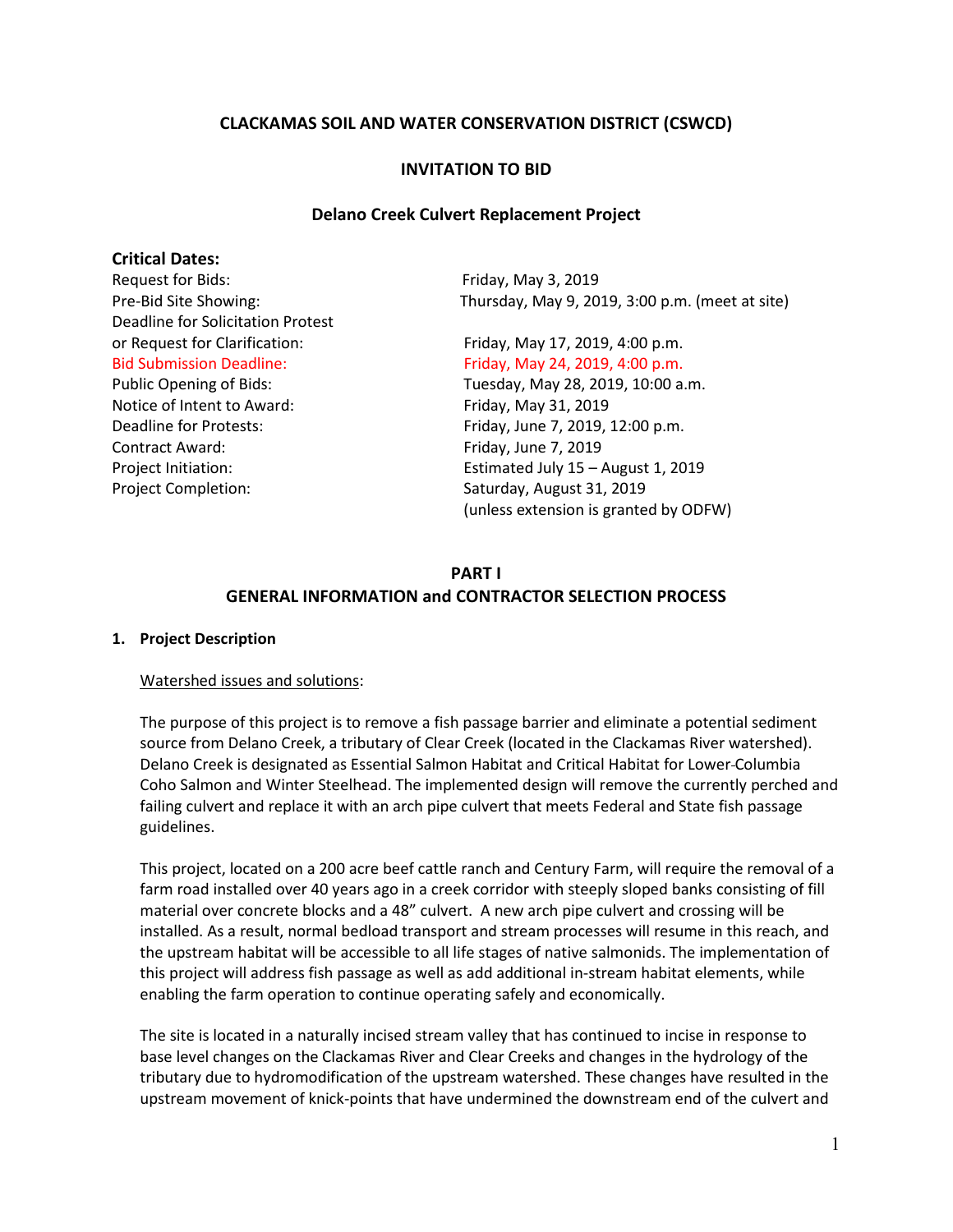## CLACKAMAS SOIL AND WATER CONSERVATION DISTRICT (CSWCD)

## INVITATION TO BID

### Delano Creek Culvert Replacement Project

**Critical Dates:**

| | |
|---|---|
| Request for Bids: | Friday, May 3, 2019 |
| Pre-Bid Site Showing: | Thursday, May 9, 2019, 3:00 p.m. (meet at site) |
| Deadline for Solicitation Protest or Request for Clarification: | Friday, May 17, 2019, 4:00 p.m. |
| Bid Submission Deadline: | Friday, May 24, 2019, 4:00 p.m. |
| Public Opening of Bids: | Tuesday, May 28, 2019, 10:00 a.m. |
| Notice of Intent to Award: | Friday, May 31, 2019 |
| Deadline for Protests: | Friday, June 7, 2019, 12:00 p.m. |
| Contract Award: | Friday, June 7, 2019 |
| Project Initiation: | Estimated July 15 – August 1, 2019 |
| Project Completion: | Saturday, August 31, 2019 (unless extension is granted by ODFW) |

## PART I
## GENERAL INFORMATION and CONTRACTOR SELECTION PROCESS

**1. Project Description**

Watershed issues and solutions:

The purpose of this project is to remove a fish passage barrier and eliminate a potential sediment source from Delano Creek, a tributary of Clear Creek (located in the Clackamas River watershed). Delano Creek is designated as Essential Salmon Habitat and Critical Habitat for Lower-Columbia Coho Salmon and Winter Steelhead. The implemented design will remove the currently perched and failing culvert and replace it with an arch pipe culvert that meets Federal and State fish passage guidelines.

This project, located on a 200 acre beef cattle ranch and Century Farm, will require the removal of a farm road installed over 40 years ago in a creek corridor with steeply sloped banks consisting of fill material over concrete blocks and a 48" culvert. A new arch pipe culvert and crossing will be installed. As a result, normal bedload transport and stream processes will resume in this reach, and the upstream habitat will be accessible to all life stages of native salmonids. The implementation of this project will address fish passage as well as add additional in-stream habitat elements, while enabling the farm operation to continue operating safely and economically.

The site is located in a naturally incised stream valley that has continued to incise in response to base level changes on the Clackamas River and Clear Creeks and changes in the hydrology of the tributary due to hydromodification of the upstream watershed. These changes have resulted in the upstream movement of knick-points that have undermined the downstream end of the culvert and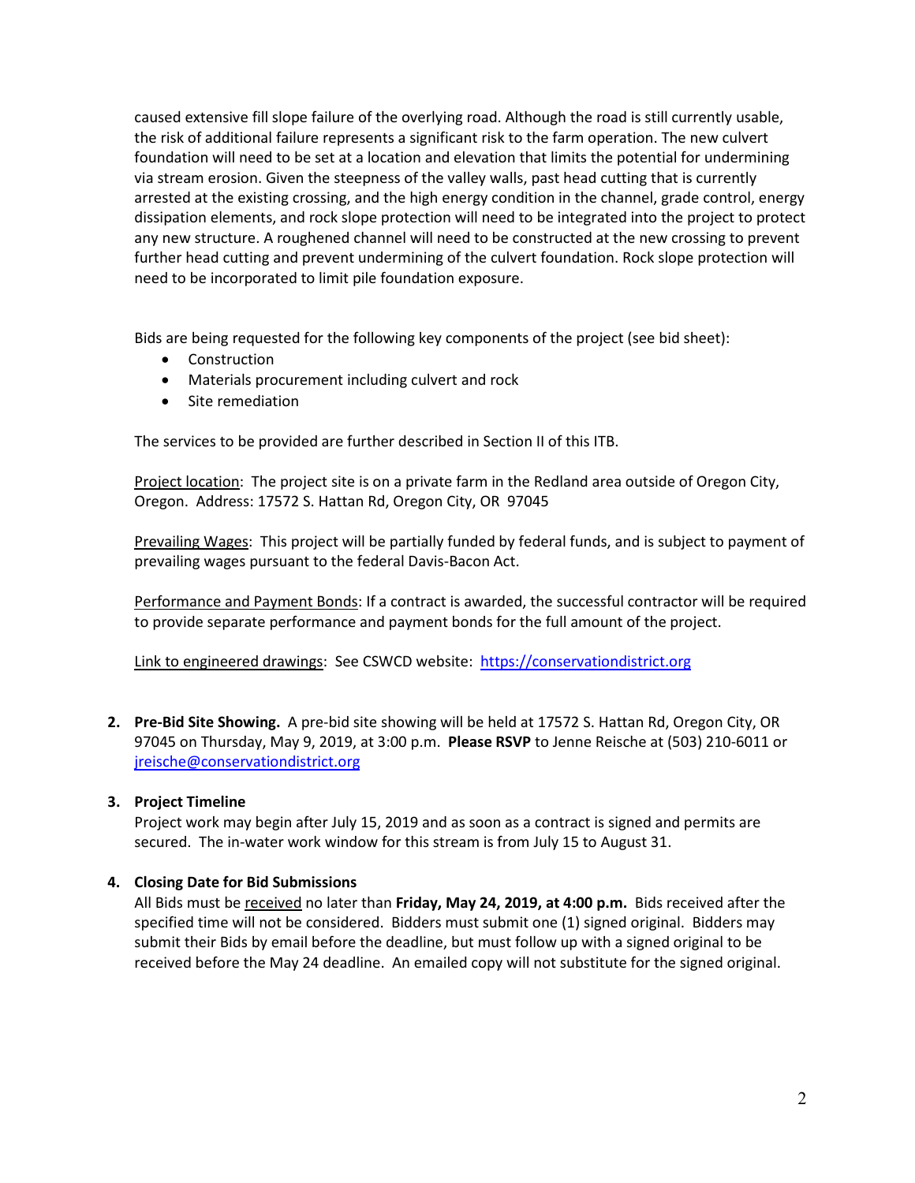caused extensive fill slope failure of the overlying road. Although the road is still currently usable, the risk of additional failure represents a significant risk to the farm operation. The new culvert foundation will need to be set at a location and elevation that limits the potential for undermining via stream erosion. Given the steepness of the valley walls, past head cutting that is currently arrested at the existing crossing, and the high energy condition in the channel, grade control, energy dissipation elements, and rock slope protection will need to be integrated into the project to protect any new structure. A roughened channel will need to be constructed at the new crossing to prevent further head cutting and prevent undermining of the culvert foundation. Rock slope protection will need to be incorporated to limit pile foundation exposure.

Bids are being requested for the following key components of the project (see bid sheet):

- Construction
- Materials procurement including culvert and rock
- Site remediation

The services to be provided are further described in Section II of this ITB.

Project location: The project site is on a private farm in the Redland area outside of Oregon City, Oregon. Address: 17572 S. Hattan Rd, Oregon City, OR 97045

Prevailing Wages: This project will be partially funded by federal funds, and is subject to payment of prevailing wages pursuant to the federal Davis-Bacon Act.

Performance and Payment Bonds: If a contract is awarded, the successful contractor will be required to provide separate performance and payment bonds for the full amount of the project.

Link to engineered drawings: See CSWCD website: https://conservationdistrict.org

2. **Pre-Bid Site Showing.** A pre-bid site showing will be held at 17572 S. Hattan Rd, Oregon City, OR 97045 on Thursday, May 9, 2019, at 3:00 p.m. **Please RSVP** to Jenne Reische at (503) 210-6011 or jreische@conservationdistrict.org

3. **Project Timeline**

   Project work may begin after July 15, 2019 and as soon as a contract is signed and permits are secured. The in-water work window for this stream is from July 15 to August 31.

4. **Closing Date for Bid Submissions**

   All Bids must be received no later than **Friday, May 24, 2019, at 4:00 p.m.** Bids received after the specified time will not be considered. Bidders must submit one (1) signed original. Bidders may submit their Bids by email before the deadline, but must follow up with a signed original to be received before the May 24 deadline. An emailed copy will not substitute for the signed original.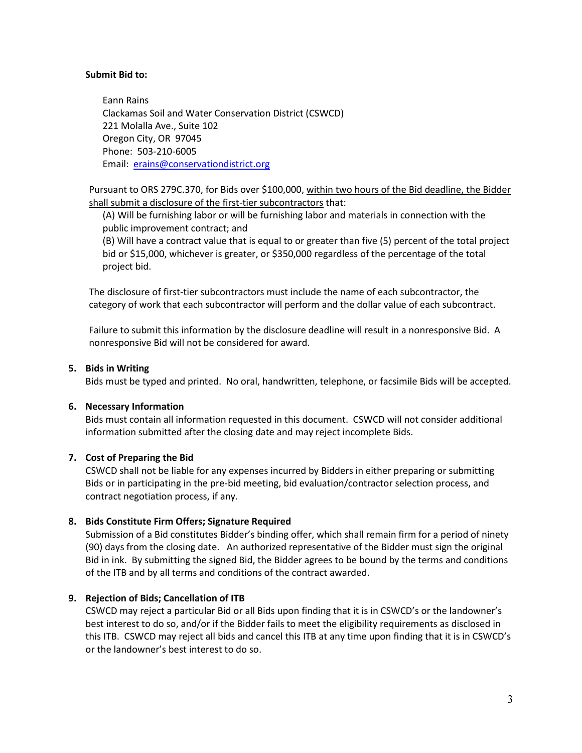**Submit Bid to:**

Eann Rains
Clackamas Soil and Water Conservation District (CSWCD)
221 Molalla Ave., Suite 102
Oregon City, OR 97045
Phone: 503-210-6005
Email: [erains@conservationdistrict.org](mailto:erains@conservationdistrict.org)

Pursuant to ORS 279C.370, for Bids over $100,000, <u>within two hours of the Bid deadline, the Bidder shall submit a disclosure of the first-tier subcontractors</u> that:

(A) Will be furnishing labor or will be furnishing labor and materials in connection with the public improvement contract; and

(B) Will have a contract value that is equal to or greater than five (5) percent of the total project bid or $15,000, whichever is greater, or $350,000 regardless of the percentage of the total project bid.

The disclosure of first-tier subcontractors must include the name of each subcontractor, the category of work that each subcontractor will perform and the dollar value of each subcontract.

Failure to submit this information by the disclosure deadline will result in a nonresponsive Bid. A nonresponsive Bid will not be considered for award.

**5. Bids in Writing**

Bids must be typed and printed. No oral, handwritten, telephone, or facsimile Bids will be accepted.

**6. Necessary Information**

Bids must contain all information requested in this document. CSWCD will not consider additional information submitted after the closing date and may reject incomplete Bids.

**7. Cost of Preparing the Bid**

CSWCD shall not be liable for any expenses incurred by Bidders in either preparing or submitting Bids or in participating in the pre-bid meeting, bid evaluation/contractor selection process, and contract negotiation process, if any.

**8. Bids Constitute Firm Offers; Signature Required**

Submission of a Bid constitutes Bidder's binding offer, which shall remain firm for a period of ninety (90) days from the closing date. An authorized representative of the Bidder must sign the original Bid in ink. By submitting the signed Bid, the Bidder agrees to be bound by the terms and conditions of the ITB and by all terms and conditions of the contract awarded.

**9. Rejection of Bids; Cancellation of ITB**

CSWCD may reject a particular Bid or all Bids upon finding that it is in CSWCD's or the landowner's best interest to do so, and/or if the Bidder fails to meet the eligibility requirements as disclosed in this ITB. CSWCD may reject all bids and cancel this ITB at any time upon finding that it is in CSWCD's or the landowner's best interest to do so.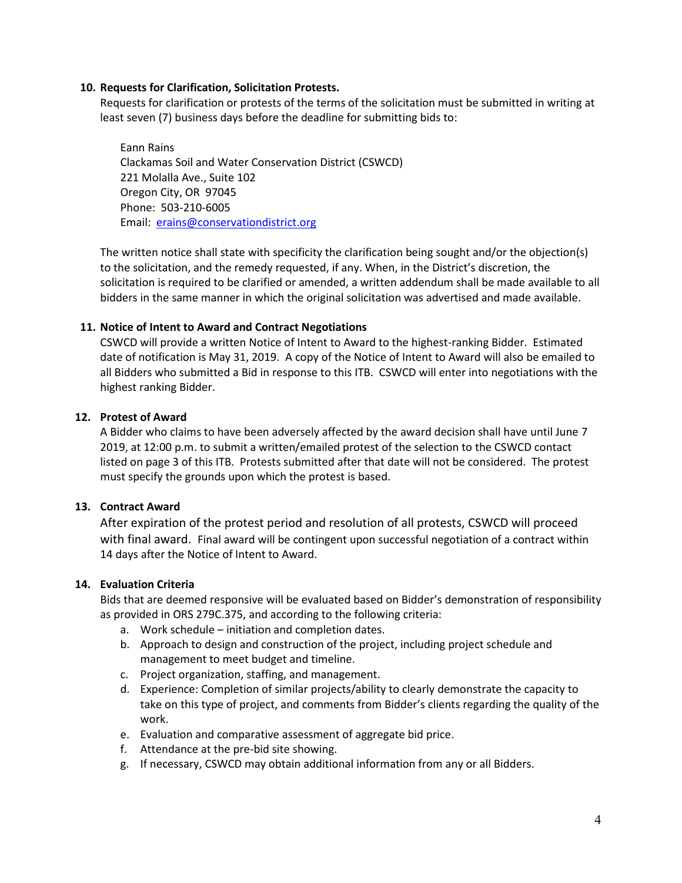**10. Requests for Clarification, Solicitation Protests.**

Requests for clarification or protests of the terms of the solicitation must be submitted in writing at least seven (7) business days before the deadline for submitting bids to:

Eann Rains
Clackamas Soil and Water Conservation District (CSWCD)
221 Molalla Ave., Suite 102
Oregon City, OR 97045
Phone: 503-210-6005
Email: erains@conservationdistrict.org

The written notice shall state with specificity the clarification being sought and/or the objection(s) to the solicitation, and the remedy requested, if any. When, in the District's discretion, the solicitation is required to be clarified or amended, a written addendum shall be made available to all bidders in the same manner in which the original solicitation was advertised and made available.

**11. Notice of Intent to Award and Contract Negotiations**

CSWCD will provide a written Notice of Intent to Award to the highest-ranking Bidder. Estimated date of notification is May 31, 2019. A copy of the Notice of Intent to Award will also be emailed to all Bidders who submitted a Bid in response to this ITB. CSWCD will enter into negotiations with the highest ranking Bidder.

**12. Protest of Award**

A Bidder who claims to have been adversely affected by the award decision shall have until June 7 2019, at 12:00 p.m. to submit a written/emailed protest of the selection to the CSWCD contact listed on page 3 of this ITB. Protests submitted after that date will not be considered. The protest must specify the grounds upon which the protest is based.

**13. Contract Award**

After expiration of the protest period and resolution of all protests, CSWCD will proceed with final award. Final award will be contingent upon successful negotiation of a contract within 14 days after the Notice of Intent to Award.

**14. Evaluation Criteria**

Bids that are deemed responsive will be evaluated based on Bidder's demonstration of responsibility as provided in ORS 279C.375, and according to the following criteria:

a. Work schedule – initiation and completion dates.
b. Approach to design and construction of the project, including project schedule and management to meet budget and timeline.
c. Project organization, staffing, and management.
d. Experience: Completion of similar projects/ability to clearly demonstrate the capacity to take on this type of project, and comments from Bidder's clients regarding the quality of the work.
e. Evaluation and comparative assessment of aggregate bid price.
f. Attendance at the pre-bid site showing.
g. If necessary, CSWCD may obtain additional information from any or all Bidders.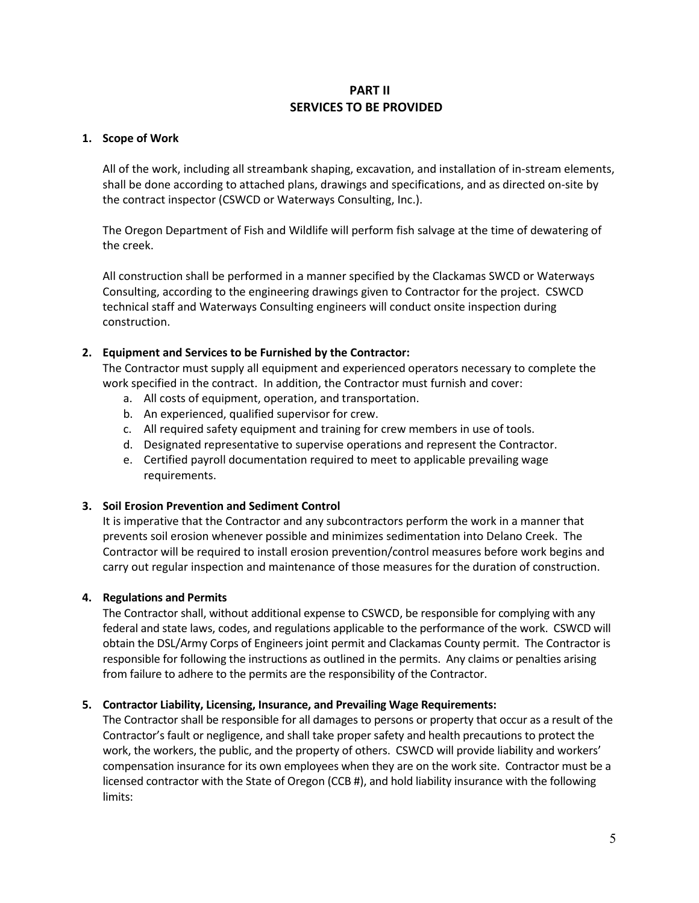# PART II
# SERVICES TO BE PROVIDED

**1. Scope of Work**

All of the work, including all streambank shaping, excavation, and installation of in-stream elements, shall be done according to attached plans, drawings and specifications, and as directed on-site by the contract inspector (CSWCD or Waterways Consulting, Inc.).

The Oregon Department of Fish and Wildlife will perform fish salvage at the time of dewatering of the creek.

All construction shall be performed in a manner specified by the Clackamas SWCD or Waterways Consulting, according to the engineering drawings given to Contractor for the project. CSWCD technical staff and Waterways Consulting engineers will conduct onsite inspection during construction.

**2. Equipment and Services to be Furnished by the Contractor:**

The Contractor must supply all equipment and experienced operators necessary to complete the work specified in the contract. In addition, the Contractor must furnish and cover:

a. All costs of equipment, operation, and transportation.
b. An experienced, qualified supervisor for crew.
c. All required safety equipment and training for crew members in use of tools.
d. Designated representative to supervise operations and represent the Contractor.
e. Certified payroll documentation required to meet to applicable prevailing wage requirements.

**3. Soil Erosion Prevention and Sediment Control**

It is imperative that the Contractor and any subcontractors perform the work in a manner that prevents soil erosion whenever possible and minimizes sedimentation into Delano Creek. The Contractor will be required to install erosion prevention/control measures before work begins and carry out regular inspection and maintenance of those measures for the duration of construction.

**4. Regulations and Permits**

The Contractor shall, without additional expense to CSWCD, be responsible for complying with any federal and state laws, codes, and regulations applicable to the performance of the work. CSWCD will obtain the DSL/Army Corps of Engineers joint permit and Clackamas County permit. The Contractor is responsible for following the instructions as outlined in the permits. Any claims or penalties arising from failure to adhere to the permits are the responsibility of the Contractor.

**5. Contractor Liability, Licensing, Insurance, and Prevailing Wage Requirements:**

The Contractor shall be responsible for all damages to persons or property that occur as a result of the Contractor's fault or negligence, and shall take proper safety and health precautions to protect the work, the workers, the public, and the property of others. CSWCD will provide liability and workers' compensation insurance for its own employees when they are on the work site. Contractor must be a licensed contractor with the State of Oregon (CCB #), and hold liability insurance with the following limits: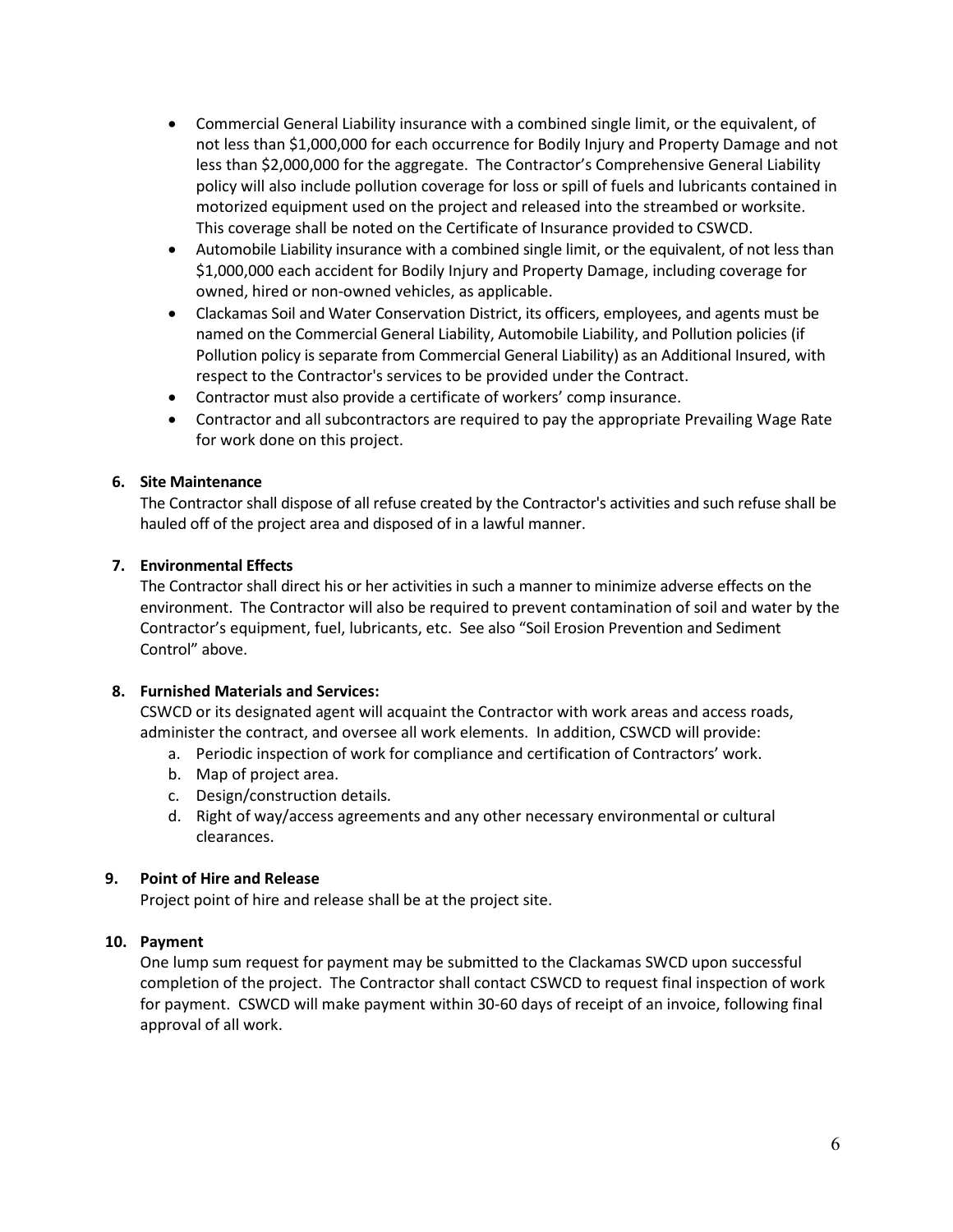- Commercial General Liability insurance with a combined single limit, or the equivalent, of not less than $1,000,000 for each occurrence for Bodily Injury and Property Damage and not less than $2,000,000 for the aggregate. The Contractor's Comprehensive General Liability policy will also include pollution coverage for loss or spill of fuels and lubricants contained in motorized equipment used on the project and released into the streambed or worksite. This coverage shall be noted on the Certificate of Insurance provided to CSWCD.
- Automobile Liability insurance with a combined single limit, or the equivalent, of not less than $1,000,000 each accident for Bodily Injury and Property Damage, including coverage for owned, hired or non-owned vehicles, as applicable.
- Clackamas Soil and Water Conservation District, its officers, employees, and agents must be named on the Commercial General Liability, Automobile Liability, and Pollution policies (if Pollution policy is separate from Commercial General Liability) as an Additional Insured, with respect to the Contractor's services to be provided under the Contract.
- Contractor must also provide a certificate of workers' comp insurance.
- Contractor and all subcontractors are required to pay the appropriate Prevailing Wage Rate for work done on this project.

**6. Site Maintenance**

The Contractor shall dispose of all refuse created by the Contractor's activities and such refuse shall be hauled off of the project area and disposed of in a lawful manner.

**7. Environmental Effects**

The Contractor shall direct his or her activities in such a manner to minimize adverse effects on the environment. The Contractor will also be required to prevent contamination of soil and water by the Contractor's equipment, fuel, lubricants, etc. See also "Soil Erosion Prevention and Sediment Control" above.

**8. Furnished Materials and Services:**

CSWCD or its designated agent will acquaint the Contractor with work areas and access roads, administer the contract, and oversee all work elements. In addition, CSWCD will provide:

a. Periodic inspection of work for compliance and certification of Contractors' work.
b. Map of project area.
c. Design/construction details.
d. Right of way/access agreements and any other necessary environmental or cultural clearances.

**9. Point of Hire and Release**

Project point of hire and release shall be at the project site.

**10. Payment**

One lump sum request for payment may be submitted to the Clackamas SWCD upon successful completion of the project. The Contractor shall contact CSWCD to request final inspection of work for payment. CSWCD will make payment within 30-60 days of receipt of an invoice, following final approval of all work.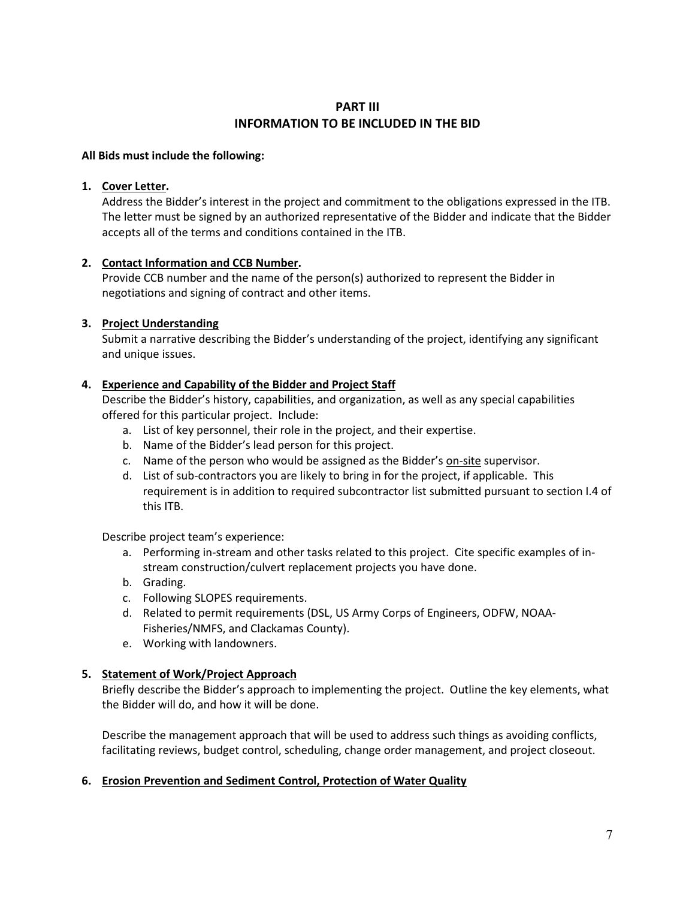## PART III
## INFORMATION TO BE INCLUDED IN THE BID

**All Bids must include the following:**

1. **Cover Letter.**
   Address the Bidder's interest in the project and commitment to the obligations expressed in the ITB. The letter must be signed by an authorized representative of the Bidder and indicate that the Bidder accepts all of the terms and conditions contained in the ITB.

2. **Contact Information and CCB Number.**
   Provide CCB number and the name of the person(s) authorized to represent the Bidder in negotiations and signing of contract and other items.

3. **Project Understanding**
   Submit a narrative describing the Bidder's understanding of the project, identifying any significant and unique issues.

4. **Experience and Capability of the Bidder and Project Staff**
   Describe the Bidder's history, capabilities, and organization, as well as any special capabilities offered for this particular project. Include:
   a. List of key personnel, their role in the project, and their expertise.
   b. Name of the Bidder's lead person for this project.
   c. Name of the person who would be assigned as the Bidder's on-site supervisor.
   d. List of sub-contractors you are likely to bring in for the project, if applicable. This requirement is in addition to required subcontractor list submitted pursuant to section I.4 of this ITB.

   Describe project team's experience:
   a. Performing in-stream and other tasks related to this project. Cite specific examples of in-stream construction/culvert replacement projects you have done.
   b. Grading.
   c. Following SLOPES requirements.
   d. Related to permit requirements (DSL, US Army Corps of Engineers, ODFW, NOAA-Fisheries/NMFS, and Clackamas County).
   e. Working with landowners.

5. **Statement of Work/Project Approach**
   Briefly describe the Bidder's approach to implementing the project. Outline the key elements, what the Bidder will do, and how it will be done.

   Describe the management approach that will be used to address such things as avoiding conflicts, facilitating reviews, budget control, scheduling, change order management, and project closeout.

6. **Erosion Prevention and Sediment Control, Protection of Water Quality**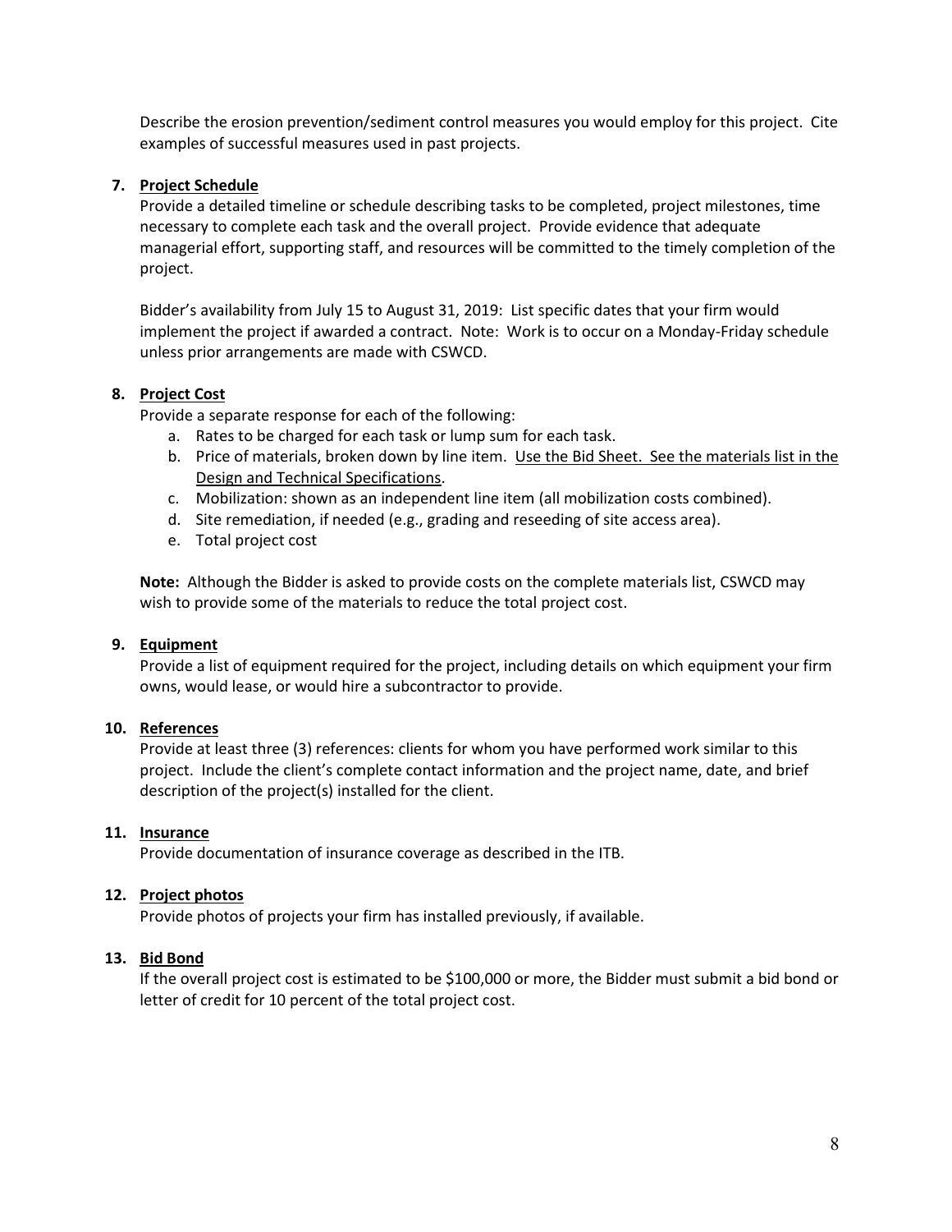Describe the erosion prevention/sediment control measures you would employ for this project. Cite examples of successful measures used in past projects.

7. **Project Schedule**

   Provide a detailed timeline or schedule describing tasks to be completed, project milestones, time necessary to complete each task and the overall project. Provide evidence that adequate managerial effort, supporting staff, and resources will be committed to the timely completion of the project.

   Bidder's availability from July 15 to August 31, 2019: List specific dates that your firm would implement the project if awarded a contract. Note: Work is to occur on a Monday-Friday schedule unless prior arrangements are made with CSWCD.

8. **Project Cost**

   Provide a separate response for each of the following:

   a. Rates to be charged for each task or lump sum for each task.
   b. Price of materials, broken down by line item. Use the Bid Sheet. See the materials list in the Design and Technical Specifications.
   c. Mobilization: shown as an independent line item (all mobilization costs combined).
   d. Site remediation, if needed (e.g., grading and reseeding of site access area).
   e. Total project cost

   **Note:** Although the Bidder is asked to provide costs on the complete materials list, CSWCD may wish to provide some of the materials to reduce the total project cost.

9. **Equipment**

   Provide a list of equipment required for the project, including details on which equipment your firm owns, would lease, or would hire a subcontractor to provide.

10. **References**

    Provide at least three (3) references: clients for whom you have performed work similar to this project. Include the client's complete contact information and the project name, date, and brief description of the project(s) installed for the client.

11. **Insurance**

    Provide documentation of insurance coverage as described in the ITB.

12. **Project photos**

    Provide photos of projects your firm has installed previously, if available.

13. **Bid Bond**

    If the overall project cost is estimated to be $100,000 or more, the Bidder must submit a bid bond or letter of credit for 10 percent of the total project cost.